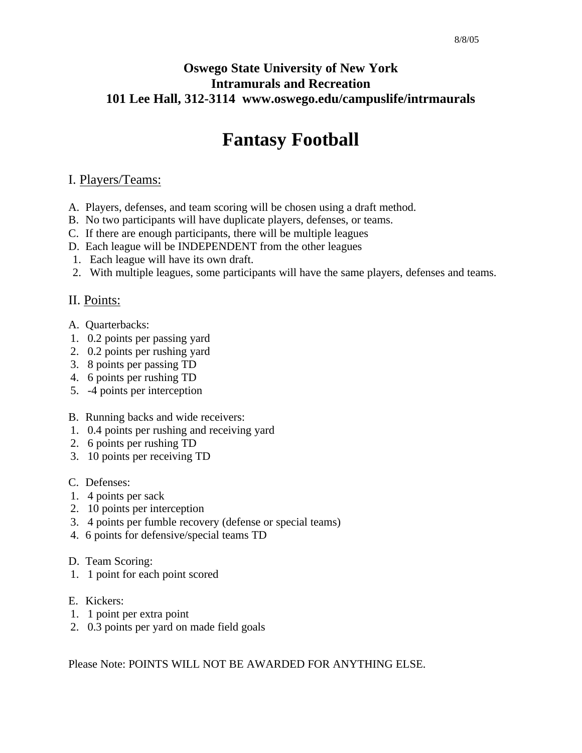8/8/05

**Oswego State University of New York**
**Intramurals and Recreation**
**101 Lee Hall, 312-3114  www.oswego.edu/campuslife/intrmaurals**

# Fantasy Football

## I. Players/Teams:

A. Players, defenses, and team scoring will be chosen using a draft method.
B. No two participants will have duplicate players, defenses, or teams.
C. If there are enough participants, there will be multiple leagues
D. Each league will be INDEPENDENT from the other leagues
 1. Each league will have its own draft.
 2. With multiple leagues, some participants will have the same players, defenses and teams.

## II. Points:

A. Quarterbacks:
 1. 0.2 points per passing yard
 2. 0.2 points per rushing yard
 3. 8 points per passing TD
 4. 6 points per rushing TD
 5. -4 points per interception

B. Running backs and wide receivers:
 1. 0.4 points per rushing and receiving yard
 2. 6 points per rushing TD
 3. 10 points per receiving TD

C. Defenses:
 1. 4 points per sack
 2. 10 points per interception
 3. 4 points per fumble recovery (defense or special teams)
 4. 6 points for defensive/special teams TD

D. Team Scoring:
 1. 1 point for each point scored

E. Kickers:
 1. 1 point per extra point
 2. 0.3 points per yard on made field goals

Please Note: POINTS WILL NOT BE AWARDED FOR ANYTHING ELSE.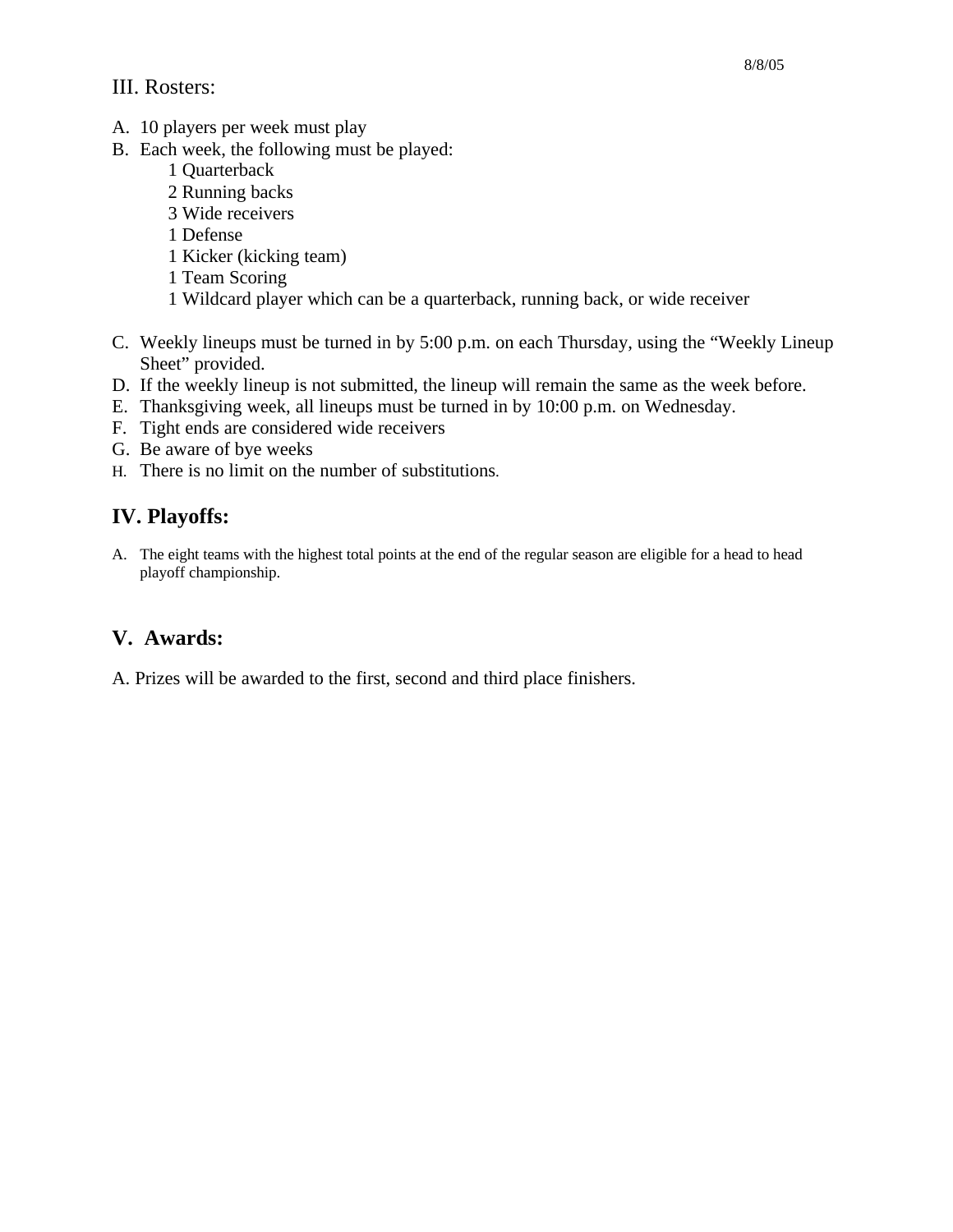8/8/05

## III. Rosters:

A. 10 players per week must play
B. Each week, the following must be played:
    - 1 Quarterback
    - 2 Running backs
    - 3 Wide receivers
    - 1 Defense
    - 1 Kicker (kicking team)
    - 1 Team Scoring
    - 1 Wildcard player which can be a quarterback, running back, or wide receiver

C. Weekly lineups must be turned in by 5:00 p.m. on each Thursday, using the "Weekly Lineup Sheet" provided.
D. If the weekly lineup is not submitted, the lineup will remain the same as the week before.
E. Thanksgiving week, all lineups must be turned in by 10:00 p.m. on Wednesday.
F. Tight ends are considered wide receivers
G. Be aware of bye weeks
H. There is no limit on the number of substitutions.

## IV. Playoffs:

A. The eight teams with the highest total points at the end of the regular season are eligible for a head to head playoff championship.

## V. Awards:

A. Prizes will be awarded to the first, second and third place finishers.